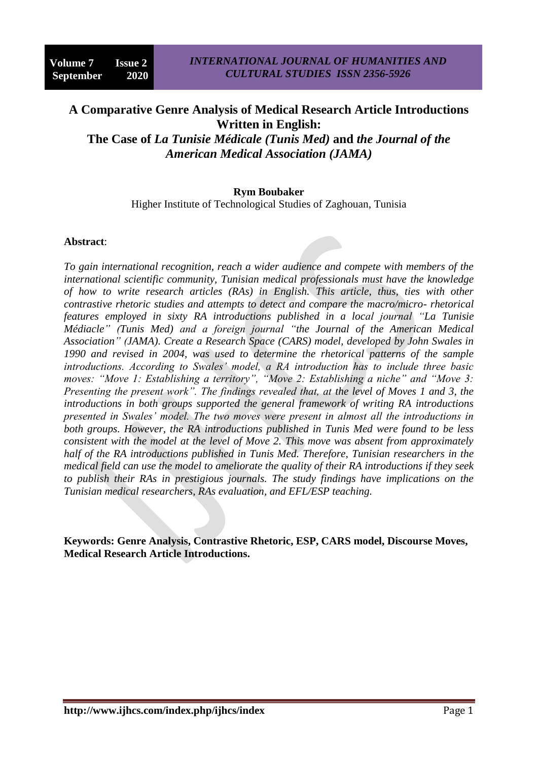# A Comparative Genre Analysis of Medical Research Article Introductions Written in English:
## The Case of *La Tunisie Médicale (Tunis Med)* and *the Journal of the American Medical Association (JAMA)*

**Rym Boubaker**

Higher Institute of Technological Studies of Zaghouan, Tunisia

**Abstract**:

*To gain international recognition, reach a wider audience and compete with members of the international scientific community, Tunisian medical professionals must have the knowledge of how to write research articles (RAs) in English. This article, thus, ties with other contrastive rhetoric studies and attempts to detect and compare the macro/micro- rhetorical features employed in sixty RA introductions published in a local journal "La Tunisie Médiacle" (Tunis Med) and a foreign journal "the Journal of the American Medical Association" (JAMA). Create a Research Space (CARS) model, developed by John Swales in 1990 and revised in 2004, was used to determine the rhetorical patterns of the sample introductions. According to Swales' model, a RA introduction has to include three basic moves: "Move 1: Establishing a territory", "Move 2: Establishing a niche" and "Move 3: Presenting the present work". The findings revealed that, at the level of Moves 1 and 3, the introductions in both groups supported the general framework of writing RA introductions presented in Swales' model. The two moves were present in almost all the introductions in both groups. However, the RA introductions published in Tunis Med were found to be less consistent with the model at the level of Move 2. This move was absent from approximately half of the RA introductions published in Tunis Med. Therefore, Tunisian researchers in the medical field can use the model to ameliorate the quality of their RA introductions if they seek to publish their RAs in prestigious journals. The study findings have implications on the Tunisian medical researchers, RAs evaluation, and EFL/ESP teaching.*

**Keywords: Genre Analysis, Contrastive Rhetoric, ESP, CARS model, Discourse Moves, Medical Research Article Introductions.**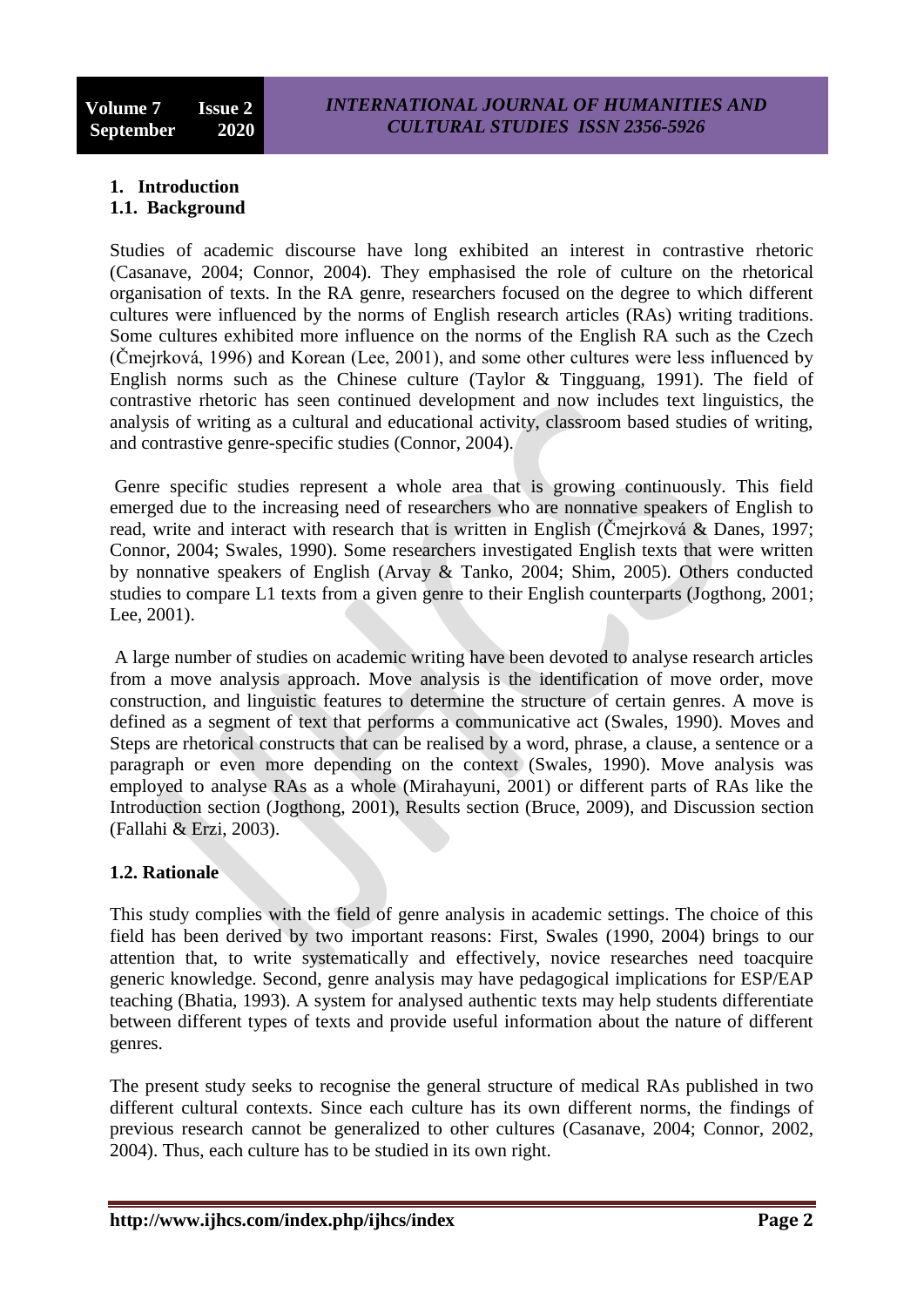## 1. Introduction

### 1.1. Background

Studies of academic discourse have long exhibited an interest in contrastive rhetoric (Casanave, 2004; Connor, 2004). They emphasised the role of culture on the rhetorical organisation of texts. In the RA genre, researchers focused on the degree to which different cultures were influenced by the norms of English research articles (RAs) writing traditions. Some cultures exhibited more influence on the norms of the English RA such as the Czech (Čmejrková, 1996) and Korean (Lee, 2001), and some other cultures were less influenced by English norms such as the Chinese culture (Taylor & Tingguang, 1991). The field of contrastive rhetoric has seen continued development and now includes text linguistics, the analysis of writing as a cultural and educational activity, classroom based studies of writing, and contrastive genre-specific studies (Connor, 2004).

Genre specific studies represent a whole area that is growing continuously. This field emerged due to the increasing need of researchers who are nonnative speakers of English to read, write and interact with research that is written in English (Čmejrková & Danes, 1997; Connor, 2004; Swales, 1990). Some researchers investigated English texts that were written by nonnative speakers of English (Arvay & Tanko, 2004; Shim, 2005). Others conducted studies to compare L1 texts from a given genre to their English counterparts (Jogthong, 2001; Lee, 2001).

A large number of studies on academic writing have been devoted to analyse research articles from a move analysis approach. Move analysis is the identification of move order, move construction, and linguistic features to determine the structure of certain genres. A move is defined as a segment of text that performs a communicative act (Swales, 1990). Moves and Steps are rhetorical constructs that can be realised by a word, phrase, a clause, a sentence or a paragraph or even more depending on the context (Swales, 1990). Move analysis was employed to analyse RAs as a whole (Mirahayuni, 2001) or different parts of RAs like the Introduction section (Jogthong, 2001), Results section (Bruce, 2009), and Discussion section (Fallahi & Erzi, 2003).

### 1.2. Rationale

This study complies with the field of genre analysis in academic settings. The choice of this field has been derived by two important reasons: First, Swales (1990, 2004) brings to our attention that, to write systematically and effectively, novice researches need toacquire generic knowledge. Second, genre analysis may have pedagogical implications for ESP/EAP teaching (Bhatia, 1993). A system for analysed authentic texts may help students differentiate between different types of texts and provide useful information about the nature of different genres.

The present study seeks to recognise the general structure of medical RAs published in two different cultural contexts. Since each culture has its own different norms, the findings of previous research cannot be generalized to other cultures (Casanave, 2004; Connor, 2002, 2004). Thus, each culture has to be studied in its own right.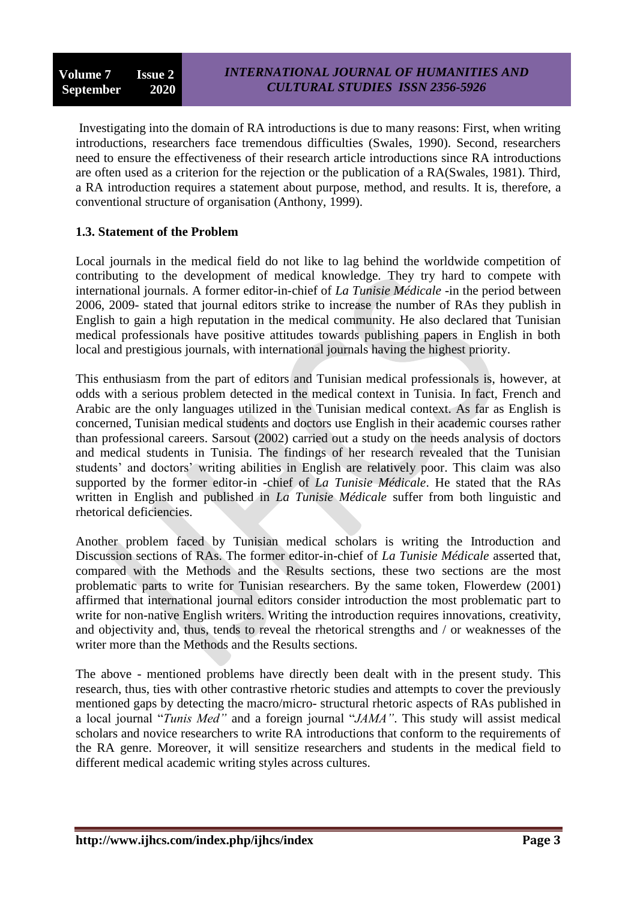Investigating into the domain of RA introductions is due to many reasons: First, when writing introductions, researchers face tremendous difficulties (Swales, 1990). Second, researchers need to ensure the effectiveness of their research article introductions since RA introductions are often used as a criterion for the rejection or the publication of a RA(Swales, 1981). Third, a RA introduction requires a statement about purpose, method, and results. It is, therefore, a conventional structure of organisation (Anthony, 1999).

### 1.3. Statement of the Problem

Local journals in the medical field do not like to lag behind the worldwide competition of contributing to the development of medical knowledge. They try hard to compete with international journals. A former editor-in-chief of *La Tunisie Médicale* -in the period between 2006, 2009- stated that journal editors strike to increase the number of RAs they publish in English to gain a high reputation in the medical community. He also declared that Tunisian medical professionals have positive attitudes towards publishing papers in English in both local and prestigious journals, with international journals having the highest priority.

This enthusiasm from the part of editors and Tunisian medical professionals is, however, at odds with a serious problem detected in the medical context in Tunisia. In fact, French and Arabic are the only languages utilized in the Tunisian medical context. As far as English is concerned, Tunisian medical students and doctors use English in their academic courses rather than professional careers. Sarsout (2002) carried out a study on the needs analysis of doctors and medical students in Tunisia. The findings of her research revealed that the Tunisian students' and doctors' writing abilities in English are relatively poor. This claim was also supported by the former editor-in -chief of *La Tunisie Médicale*. He stated that the RAs written in English and published in *La Tunisie Médicale* suffer from both linguistic and rhetorical deficiencies.

Another problem faced by Tunisian medical scholars is writing the Introduction and Discussion sections of RAs. The former editor-in-chief of *La Tunisie Médicale* asserted that, compared with the Methods and the Results sections, these two sections are the most problematic parts to write for Tunisian researchers. By the same token, Flowerdew (2001) affirmed that international journal editors consider introduction the most problematic part to write for non-native English writers. Writing the introduction requires innovations, creativity, and objectivity and, thus, tends to reveal the rhetorical strengths and / or weaknesses of the writer more than the Methods and the Results sections.

The above - mentioned problems have directly been dealt with in the present study. This research, thus, ties with other contrastive rhetoric studies and attempts to cover the previously mentioned gaps by detecting the macro/micro- structural rhetoric aspects of RAs published in a local journal "*Tunis Med*" and a foreign journal "*JAMA*". This study will assist medical scholars and novice researchers to write RA introductions that conform to the requirements of the RA genre. Moreover, it will sensitize researchers and students in the medical field to different medical academic writing styles across cultures.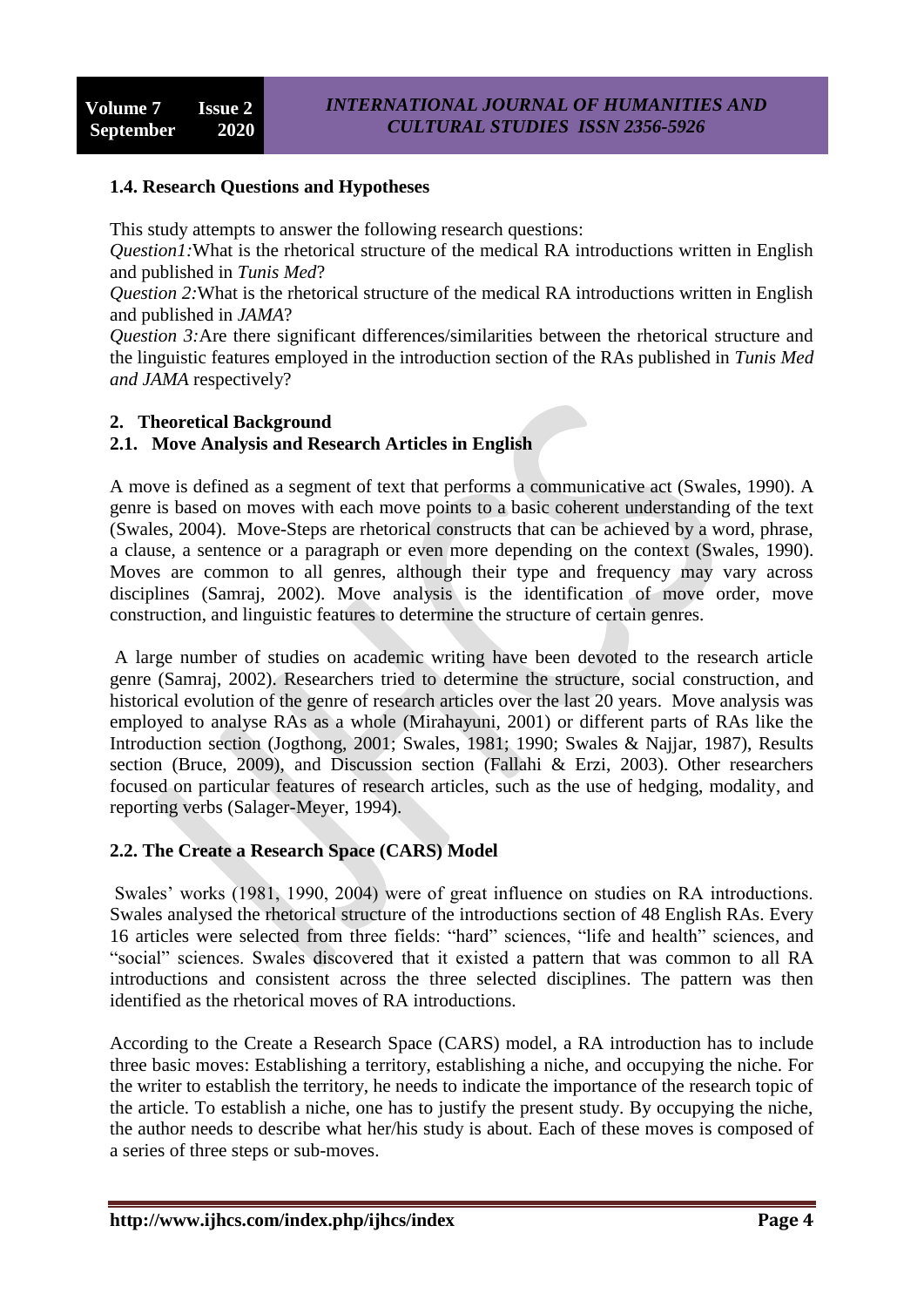### 1.4. Research Questions and Hypotheses

This study attempts to answer the following research questions:
*Question1:*What is the rhetorical structure of the medical RA introductions written in English and published in *Tunis Med*?
*Question 2:*What is the rhetorical structure of the medical RA introductions written in English and published in *JAMA*?
*Question 3:*Are there significant differences/similarities between the rhetorical structure and the linguistic features employed in the introduction section of the RAs published in *Tunis Med and JAMA* respectively?

## 2. Theoretical Background

### 2.1. Move Analysis and Research Articles in English

A move is defined as a segment of text that performs a communicative act (Swales, 1990). A genre is based on moves with each move points to a basic coherent understanding of the text (Swales, 2004). Move-Steps are rhetorical constructs that can be achieved by a word, phrase, a clause, a sentence or a paragraph or even more depending on the context (Swales, 1990). Moves are common to all genres, although their type and frequency may vary across disciplines (Samraj, 2002). Move analysis is the identification of move order, move construction, and linguistic features to determine the structure of certain genres.

A large number of studies on academic writing have been devoted to the research article genre (Samraj, 2002). Researchers tried to determine the structure, social construction, and historical evolution of the genre of research articles over the last 20 years. Move analysis was employed to analyse RAs as a whole (Mirahayuni, 2001) or different parts of RAs like the Introduction section (Jogthong, 2001; Swales, 1981; 1990; Swales & Najjar, 1987), Results section (Bruce, 2009), and Discussion section (Fallahi & Erzi, 2003). Other researchers focused on particular features of research articles, such as the use of hedging, modality, and reporting verbs (Salager-Meyer, 1994).

### 2.2. The Create a Research Space (CARS) Model

Swales' works (1981, 1990, 2004) were of great influence on studies on RA introductions. Swales analysed the rhetorical structure of the introductions section of 48 English RAs. Every 16 articles were selected from three fields: "hard" sciences, "life and health" sciences, and "social" sciences. Swales discovered that it existed a pattern that was common to all RA introductions and consistent across the three selected disciplines. The pattern was then identified as the rhetorical moves of RA introductions.

According to the Create a Research Space (CARS) model, a RA introduction has to include three basic moves: Establishing a territory, establishing a niche, and occupying the niche. For the writer to establish the territory, he needs to indicate the importance of the research topic of the article. To establish a niche, one has to justify the present study. By occupying the niche, the author needs to describe what her/his study is about. Each of these moves is composed of a series of three steps or sub-moves.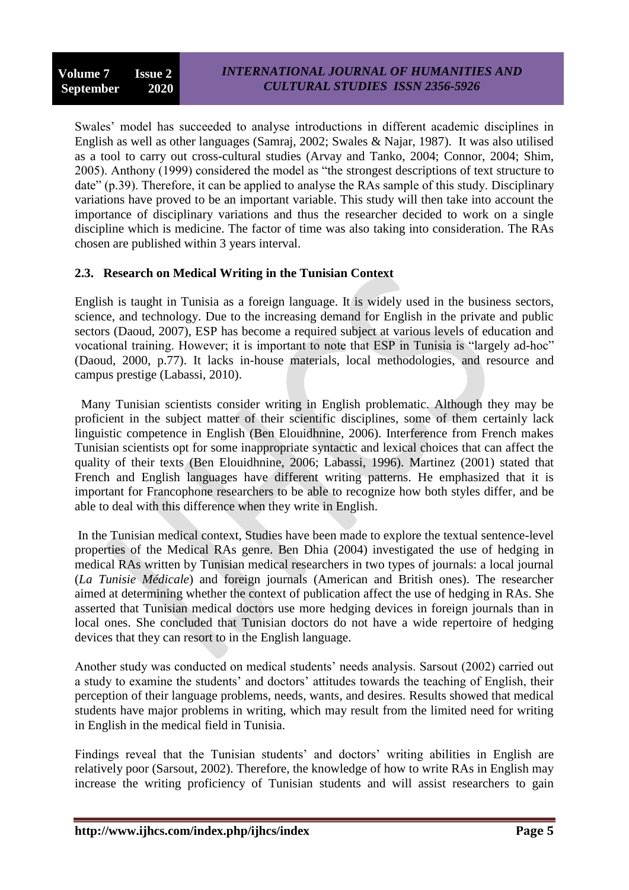Swales' model has succeeded to analyse introductions in different academic disciplines in English as well as other languages (Samraj, 2002; Swales & Najar, 1987). It was also utilised as a tool to carry out cross-cultural studies (Arvay and Tanko, 2004; Connor, 2004; Shim, 2005). Anthony (1999) considered the model as "the strongest descriptions of text structure to date" (p.39). Therefore, it can be applied to analyse the RAs sample of this study. Disciplinary variations have proved to be an important variable. This study will then take into account the importance of disciplinary variations and thus the researcher decided to work on a single discipline which is medicine. The factor of time was also taking into consideration. The RAs chosen are published within 3 years interval.

### 2.3. Research on Medical Writing in the Tunisian Context

English is taught in Tunisia as a foreign language. It is widely used in the business sectors, science, and technology. Due to the increasing demand for English in the private and public sectors (Daoud, 2007), ESP has become a required subject at various levels of education and vocational training. However; it is important to note that ESP in Tunisia is "largely ad-hoc" (Daoud, 2000, p.77). It lacks in-house materials, local methodologies, and resource and campus prestige (Labassi, 2010).

Many Tunisian scientists consider writing in English problematic. Although they may be proficient in the subject matter of their scientific disciplines, some of them certainly lack linguistic competence in English (Ben Elouidhnine, 2006). Interference from French makes Tunisian scientists opt for some inappropriate syntactic and lexical choices that can affect the quality of their texts (Ben Elouidhnine, 2006; Labassi, 1996). Martinez (2001) stated that French and English languages have different writing patterns. He emphasized that it is important for Francophone researchers to be able to recognize how both styles differ, and be able to deal with this difference when they write in English.

In the Tunisian medical context, Studies have been made to explore the textual sentence-level properties of the Medical RAs genre. Ben Dhia (2004) investigated the use of hedging in medical RAs written by Tunisian medical researchers in two types of journals: a local journal (*La Tunisie Médicale*) and foreign journals (American and British ones). The researcher aimed at determining whether the context of publication affect the use of hedging in RAs. She asserted that Tunisian medical doctors use more hedging devices in foreign journals than in local ones. She concluded that Tunisian doctors do not have a wide repertoire of hedging devices that they can resort to in the English language.

Another study was conducted on medical students' needs analysis. Sarsout (2002) carried out a study to examine the students' and doctors' attitudes towards the teaching of English, their perception of their language problems, needs, wants, and desires. Results showed that medical students have major problems in writing, which may result from the limited need for writing in English in the medical field in Tunisia.

Findings reveal that the Tunisian students' and doctors' writing abilities in English are relatively poor (Sarsout, 2002). Therefore, the knowledge of how to write RAs in English may increase the writing proficiency of Tunisian students and will assist researchers to gain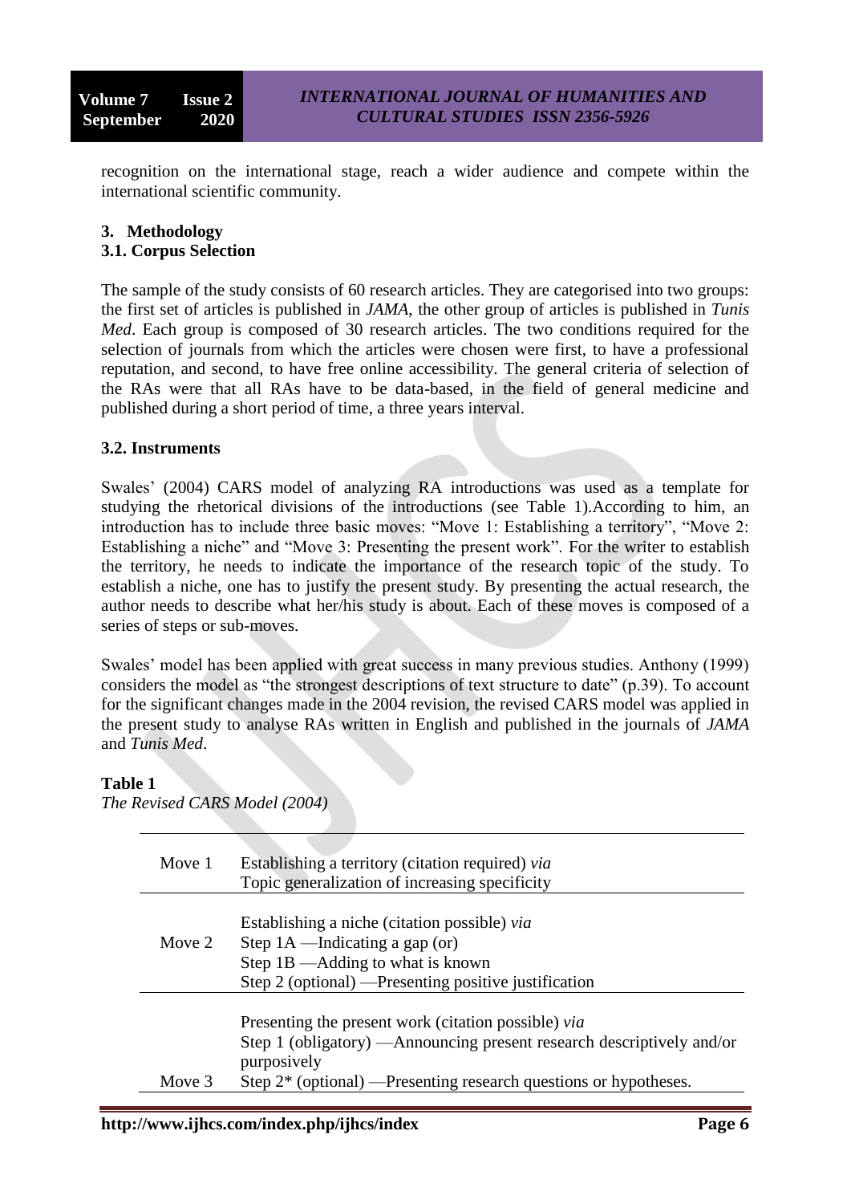recognition on the international stage, reach a wider audience and compete within the international scientific community.

## 3. Methodology

### 3.1. Corpus Selection

The sample of the study consists of 60 research articles. They are categorised into two groups: the first set of articles is published in *JAMA*, the other group of articles is published in *Tunis Med*. Each group is composed of 30 research articles. The two conditions required for the selection of journals from which the articles were chosen were first, to have a professional reputation, and second, to have free online accessibility. The general criteria of selection of the RAs were that all RAs have to be data-based, in the field of general medicine and published during a short period of time, a three years interval.

### 3.2. Instruments

Swales' (2004) CARS model of analyzing RA introductions was used as a template for studying the rhetorical divisions of the introductions (see Table 1).According to him, an introduction has to include three basic moves: "Move 1: Establishing a territory", "Move 2: Establishing a niche" and "Move 3: Presenting the present work". For the writer to establish the territory, he needs to indicate the importance of the research topic of the study. To establish a niche, one has to justify the present study. By presenting the actual research, the author needs to describe what her/his study is about. Each of these moves is composed of a series of steps or sub-moves.

Swales' model has been applied with great success in many previous studies. Anthony (1999) considers the model as "the strongest descriptions of text structure to date" (p.39). To account for the significant changes made in the 2004 revision, the revised CARS model was applied in the present study to analyse RAs written in English and published in the journals of *JAMA* and *Tunis Med*.

**Table 1**

*The Revised CARS Model (2004)*

| | |
|---|---|
| Move 1 | Establishing a territory (citation required) *via*<br>Topic generalization of increasing specificity |
| Move 2 | Establishing a niche (citation possible) *via*<br>Step 1A —Indicating a gap (or)<br>Step 1B —Adding to what is known<br>Step 2 (optional) —Presenting positive justification |
| Move 3 | Presenting the present work (citation possible) *via*<br>Step 1 (obligatory) —Announcing present research descriptively and/or purposively<br>Step 2* (optional) —Presenting research questions or hypotheses. |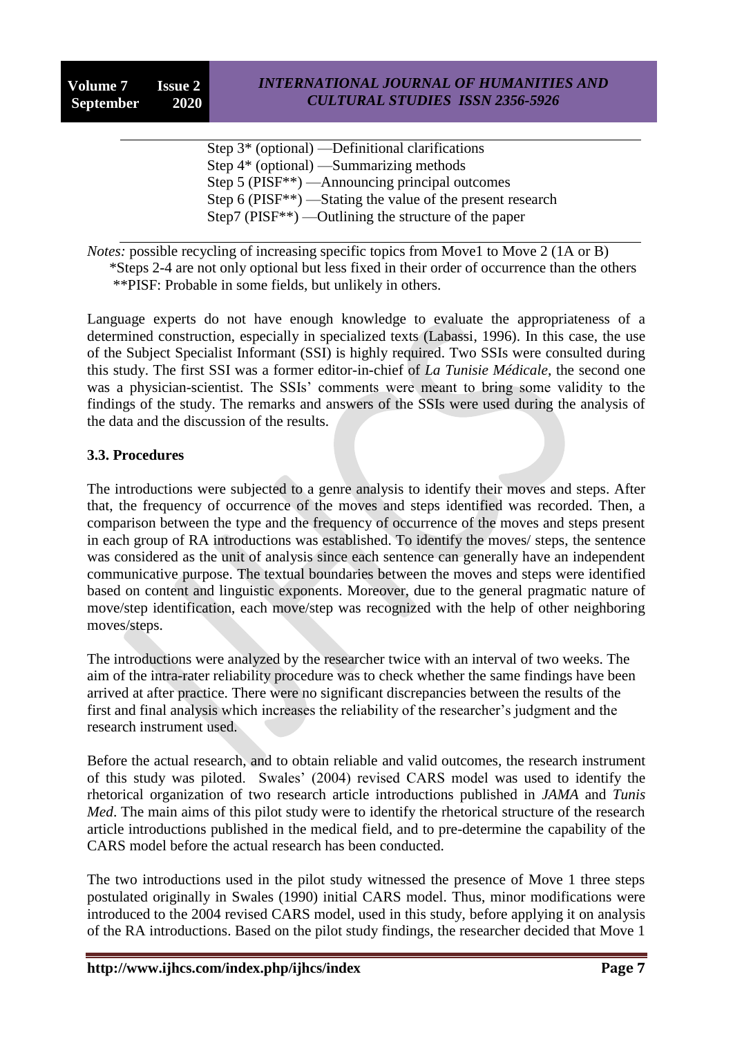Step 3* (optional) —Definitional clarifications
Step 4* (optional) —Summarizing methods
Step 5 (PISF**) —Announcing principal outcomes
Step 6 (PISF**) —Stating the value of the present research
Step7 (PISF**) —Outlining the structure of the paper

*Notes:* possible recycling of increasing specific topics from Move1 to Move 2 (1A or B)
*Steps 2-4 are not only optional but less fixed in their order of occurrence than the others
**PISF: Probable in some fields, but unlikely in others.

Language experts do not have enough knowledge to evaluate the appropriateness of a determined construction, especially in specialized texts (Labassi, 1996). In this case, the use of the Subject Specialist Informant (SSI) is highly required. Two SSIs were consulted during this study. The first SSI was a former editor-in-chief of *La Tunisie Médicale*, the second one was a physician-scientist. The SSIs' comments were meant to bring some validity to the findings of the study. The remarks and answers of the SSIs were used during the analysis of the data and the discussion of the results.

### 3.3. Procedures

The introductions were subjected to a genre analysis to identify their moves and steps. After that, the frequency of occurrence of the moves and steps identified was recorded. Then, a comparison between the type and the frequency of occurrence of the moves and steps present in each group of RA introductions was established. To identify the moves/ steps, the sentence was considered as the unit of analysis since each sentence can generally have an independent communicative purpose. The textual boundaries between the moves and steps were identified based on content and linguistic exponents. Moreover, due to the general pragmatic nature of move/step identification, each move/step was recognized with the help of other neighboring moves/steps.

The introductions were analyzed by the researcher twice with an interval of two weeks. The aim of the intra-rater reliability procedure was to check whether the same findings have been arrived at after practice. There were no significant discrepancies between the results of the first and final analysis which increases the reliability of the researcher's judgment and the research instrument used.

Before the actual research, and to obtain reliable and valid outcomes, the research instrument of this study was piloted. Swales' (2004) revised CARS model was used to identify the rhetorical organization of two research article introductions published in *JAMA* and *Tunis Med*. The main aims of this pilot study were to identify the rhetorical structure of the research article introductions published in the medical field, and to pre-determine the capability of the CARS model before the actual research has been conducted.

The two introductions used in the pilot study witnessed the presence of Move 1 three steps postulated originally in Swales (1990) initial CARS model. Thus, minor modifications were introduced to the 2004 revised CARS model, used in this study, before applying it on analysis of the RA introductions. Based on the pilot study findings, the researcher decided that Move 1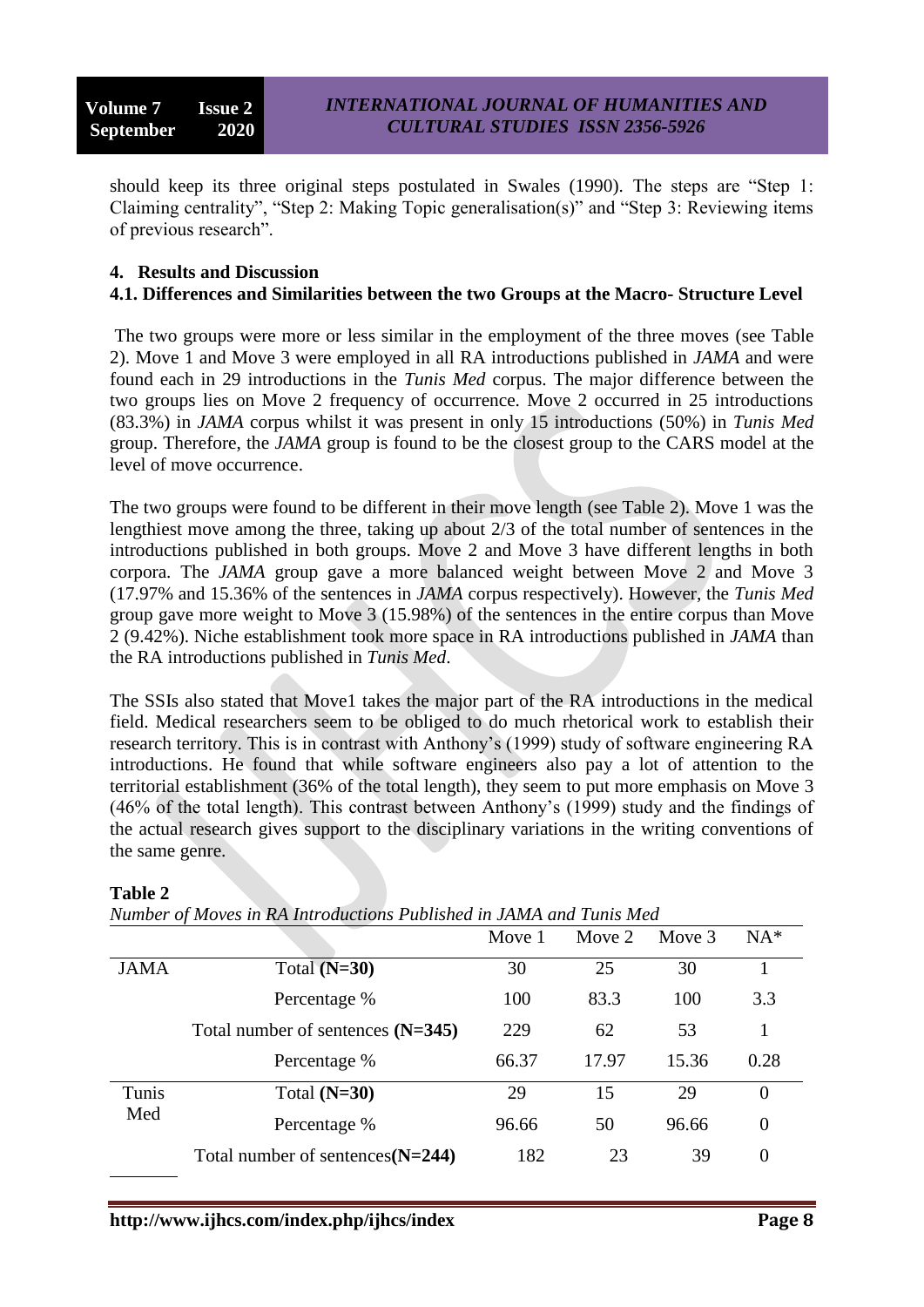should keep its three original steps postulated in Swales (1990). The steps are "Step 1: Claiming centrality", "Step 2: Making Topic generalisation(s)" and "Step 3: Reviewing items of previous research".

## 4. Results and Discussion

### 4.1. Differences and Similarities between the two Groups at the Macro- Structure Level

The two groups were more or less similar in the employment of the three moves (see Table 2). Move 1 and Move 3 were employed in all RA introductions published in *JAMA* and were found each in 29 introductions in the *Tunis Med* corpus. The major difference between the two groups lies on Move 2 frequency of occurrence. Move 2 occurred in 25 introductions (83.3%) in *JAMA* corpus whilst it was present in only 15 introductions (50%) in *Tunis Med* group. Therefore, the *JAMA* group is found to be the closest group to the CARS model at the level of move occurrence.

The two groups were found to be different in their move length (see Table 2). Move 1 was the lengthiest move among the three, taking up about 2/3 of the total number of sentences in the introductions published in both groups. Move 2 and Move 3 have different lengths in both corpora. The *JAMA* group gave a more balanced weight between Move 2 and Move 3 (17.97% and 15.36% of the sentences in *JAMA* corpus respectively). However, the *Tunis Med* group gave more weight to Move 3 (15.98%) of the sentences in the entire corpus than Move 2 (9.42%). Niche establishment took more space in RA introductions published in *JAMA* than the RA introductions published in *Tunis Med*.

The SSIs also stated that Move1 takes the major part of the RA introductions in the medical field. Medical researchers seem to be obliged to do much rhetorical work to establish their research territory. This is in contrast with Anthony's (1999) study of software engineering RA introductions. He found that while software engineers also pay a lot of attention to the territorial establishment (36% of the total length), they seem to put more emphasis on Move 3 (46% of the total length). This contrast between Anthony's (1999) study and the findings of the actual research gives support to the disciplinary variations in the writing conventions of the same genre.

**Table 2**

*Number of Moves in RA Introductions Published in JAMA and Tunis Med*

| | | Move 1 | Move 2 | Move 3 | NA* |
|---|---|---|---|---|---|
| JAMA | Total **(N=30)** | 30 | 25 | 30 | 1 |
| | Percentage % | 100 | 83.3 | 100 | 3.3 |
| | Total number of sentences **(N=345)** | 229 | 62 | 53 | 1 |
| | Percentage % | 66.37 | 17.97 | 15.36 | 0.28 |
| Tunis Med | Total **(N=30)** | 29 | 15 | 29 | 0 |
| | Percentage % | 96.66 | 50 | 96.66 | 0 |
| | Total number of sentences**(N=244)** | 182 | 23 | 39 | 0 |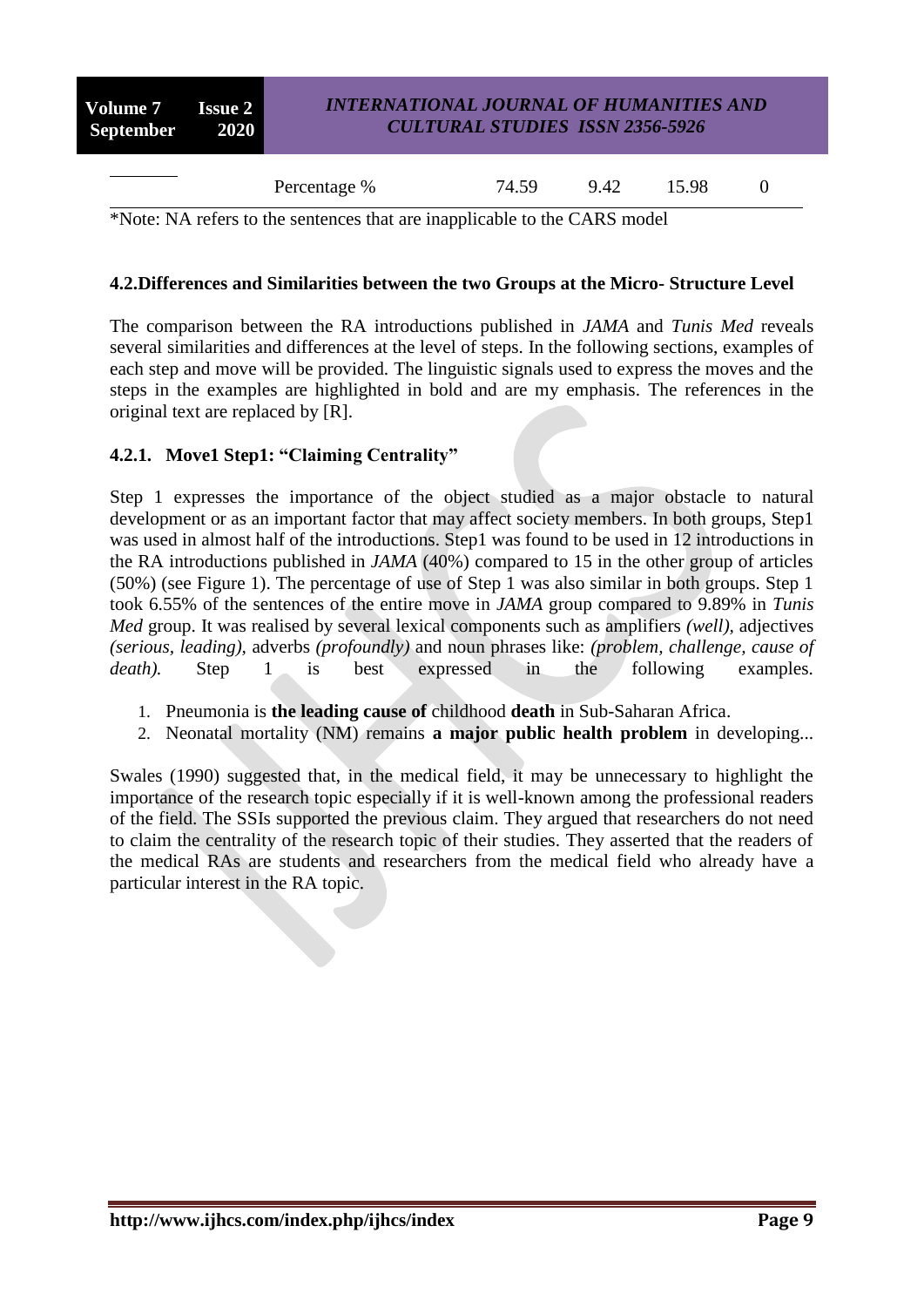| | Percentage % | 74.59 | 9.42 | 15.98 | 0 |
|---|---|---|---|---|---|

*Note: NA refers to the sentences that are inapplicable to the CARS model

### 4.2.Differences and Similarities between the two Groups at the Micro- Structure Level

The comparison between the RA introductions published in *JAMA* and *Tunis Med* reveals several similarities and differences at the level of steps. In the following sections, examples of each step and move will be provided. The linguistic signals used to express the moves and the steps in the examples are highlighted in bold and are my emphasis. The references in the original text are replaced by [R].

#### 4.2.1. Move1 Step1: "Claiming Centrality"

Step 1 expresses the importance of the object studied as a major obstacle to natural development or as an important factor that may affect society members. In both groups, Step1 was used in almost half of the introductions. Step1 was found to be used in 12 introductions in the RA introductions published in *JAMA* (40%) compared to 15 in the other group of articles (50%) (see Figure 1). The percentage of use of Step 1 was also similar in both groups. Step 1 took 6.55% of the sentences of the entire move in *JAMA* group compared to 9.89% in *Tunis Med* group. It was realised by several lexical components such as amplifiers *(well),* adjectives *(serious, leading),* adverbs *(profoundly)* and noun phrases like: *(problem, challenge, cause of death).* Step 1 is best expressed in the following examples.

1. Pneumonia is **the leading cause of** childhood **death** in Sub-Saharan Africa.
2. Neonatal mortality (NM) remains **a major public health problem** in developing...

Swales (1990) suggested that, in the medical field, it may be unnecessary to highlight the importance of the research topic especially if it is well-known among the professional readers of the field. The SSIs supported the previous claim. They argued that researchers do not need to claim the centrality of the research topic of their studies. They asserted that the readers of the medical RAs are students and researchers from the medical field who already have a particular interest in the RA topic.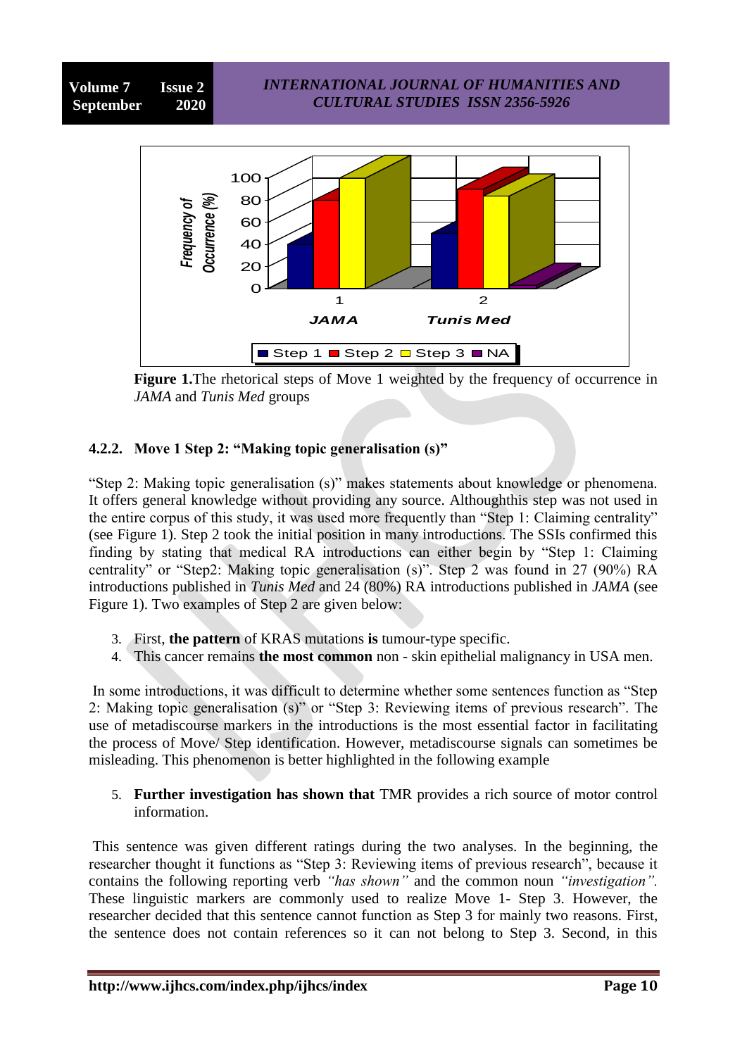**Figure 1.**The rhetorical steps of Move 1 weighted by the frequency of occurrence in *JAMA* and *Tunis Med* groups

### 4.2.2. Move 1 Step 2: "Making topic generalisation (s)"

"Step 2: Making topic generalisation (s)" makes statements about knowledge or phenomena. It offers general knowledge without providing any source. Althoughthis step was not used in the entire corpus of this study, it was used more frequently than "Step 1: Claiming centrality" (see Figure 1). Step 2 took the initial position in many introductions. The SSIs confirmed this finding by stating that medical RA introductions can either begin by "Step 1: Claiming centrality" or "Step2: Making topic generalisation (s)". Step 2 was found in 27 (90%) RA introductions published in *Tunis Med* and 24 (80%) RA introductions published in *JAMA* (see Figure 1). Two examples of Step 2 are given below:

3. First, **the pattern** of KRAS mutations **is** tumour-type specific.
4. This cancer remains **the most common** non - skin epithelial malignancy in USA men.

In some introductions, it was difficult to determine whether some sentences function as "Step 2: Making topic generalisation (s)" or "Step 3: Reviewing items of previous research". The use of metadiscourse markers in the introductions is the most essential factor in facilitating the process of Move/ Step identification. However, metadiscourse signals can sometimes be misleading. This phenomenon is better highlighted in the following example

5. **Further investigation has shown that** TMR provides a rich source of motor control information.

This sentence was given different ratings during the two analyses. In the beginning, the researcher thought it functions as "Step 3: Reviewing items of previous research", because it contains the following reporting verb *"has shown"* and the common noun *"investigation".* These linguistic markers are commonly used to realize Move 1- Step 3. However, the researcher decided that this sentence cannot function as Step 3 for mainly two reasons. First, the sentence does not contain references so it can not belong to Step 3. Second, in this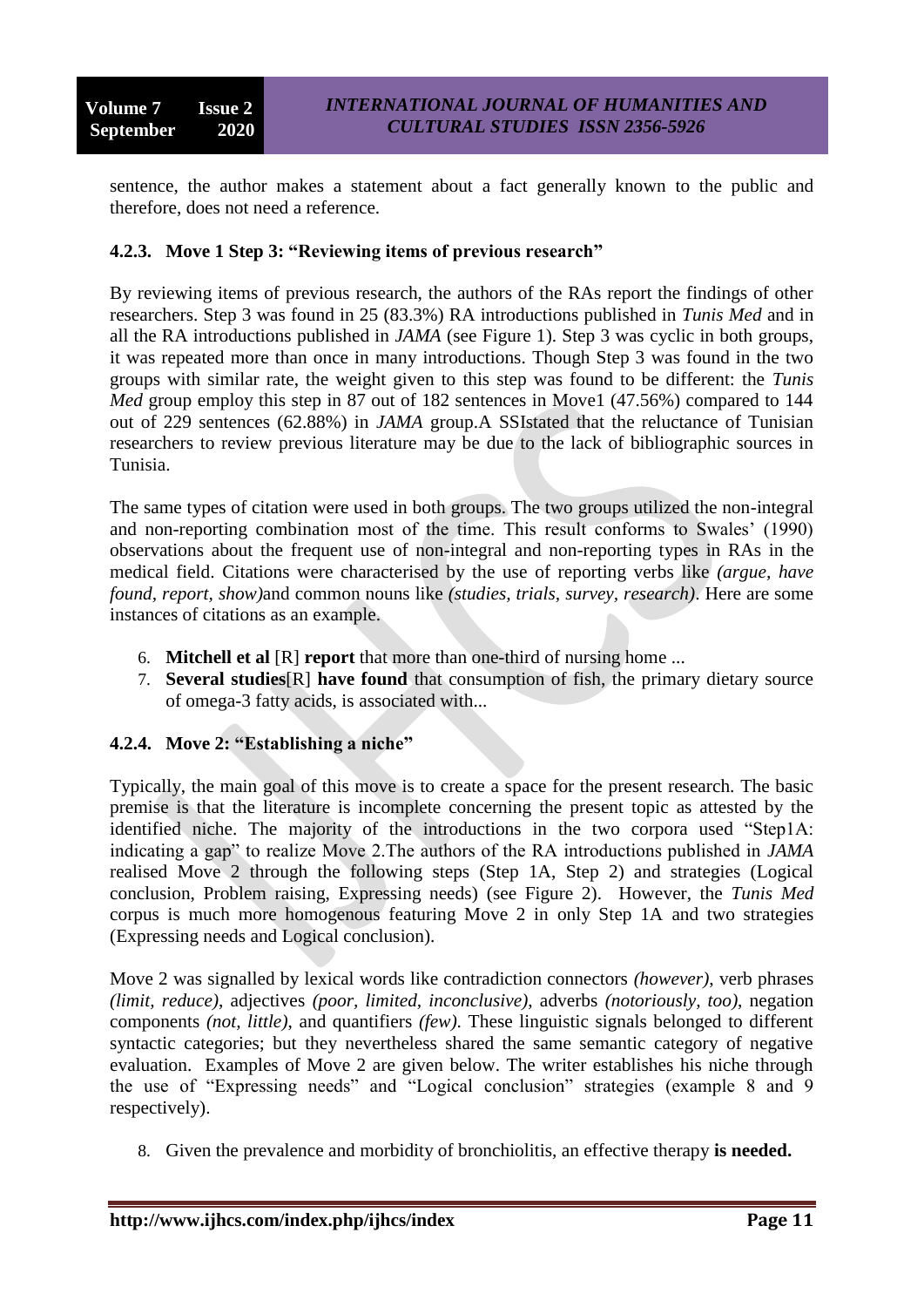sentence, the author makes a statement about a fact generally known to the public and therefore, does not need a reference.

### 4.2.3. Move 1 Step 3: "Reviewing items of previous research"

By reviewing items of previous research, the authors of the RAs report the findings of other researchers. Step 3 was found in 25 (83.3%) RA introductions published in *Tunis Med* and in all the RA introductions published in *JAMA* (see Figure 1). Step 3 was cyclic in both groups, it was repeated more than once in many introductions. Though Step 3 was found in the two groups with similar rate, the weight given to this step was found to be different: the *Tunis Med* group employ this step in 87 out of 182 sentences in Move1 (47.56%) compared to 144 out of 229 sentences (62.88%) in *JAMA* group.A SSIstated that the reluctance of Tunisian researchers to review previous literature may be due to the lack of bibliographic sources in Tunisia.

The same types of citation were used in both groups. The two groups utilized the non-integral and non-reporting combination most of the time. This result conforms to Swales' (1990) observations about the frequent use of non-integral and non-reporting types in RAs in the medical field. Citations were characterised by the use of reporting verbs like *(argue, have found, report, show)*and common nouns like *(studies, trials, survey, research)*. Here are some instances of citations as an example.

6. **Mitchell et al** [R] **report** that more than one-third of nursing home ...
7. **Several studies**[R] **have found** that consumption of fish, the primary dietary source of omega-3 fatty acids, is associated with...

### 4.2.4. Move 2: "Establishing a niche"

Typically, the main goal of this move is to create a space for the present research. The basic premise is that the literature is incomplete concerning the present topic as attested by the identified niche. The majority of the introductions in the two corpora used "Step1A: indicating a gap" to realize Move 2.The authors of the RA introductions published in *JAMA* realised Move 2 through the following steps (Step 1A, Step 2) and strategies (Logical conclusion, Problem raising, Expressing needs) (see Figure 2). However, the *Tunis Med* corpus is much more homogenous featuring Move 2 in only Step 1A and two strategies (Expressing needs and Logical conclusion).

Move 2 was signalled by lexical words like contradiction connectors *(however)*, verb phrases *(limit, reduce)*, adjectives *(poor, limited, inconclusive)*, adverbs *(notoriously, too)*, negation components *(not, little)*, and quantifiers *(few)*. These linguistic signals belonged to different syntactic categories; but they nevertheless shared the same semantic category of negative evaluation. Examples of Move 2 are given below. The writer establishes his niche through the use of "Expressing needs" and "Logical conclusion" strategies (example 8 and 9 respectively).

8. Given the prevalence and morbidity of bronchiolitis, an effective therapy **is needed.**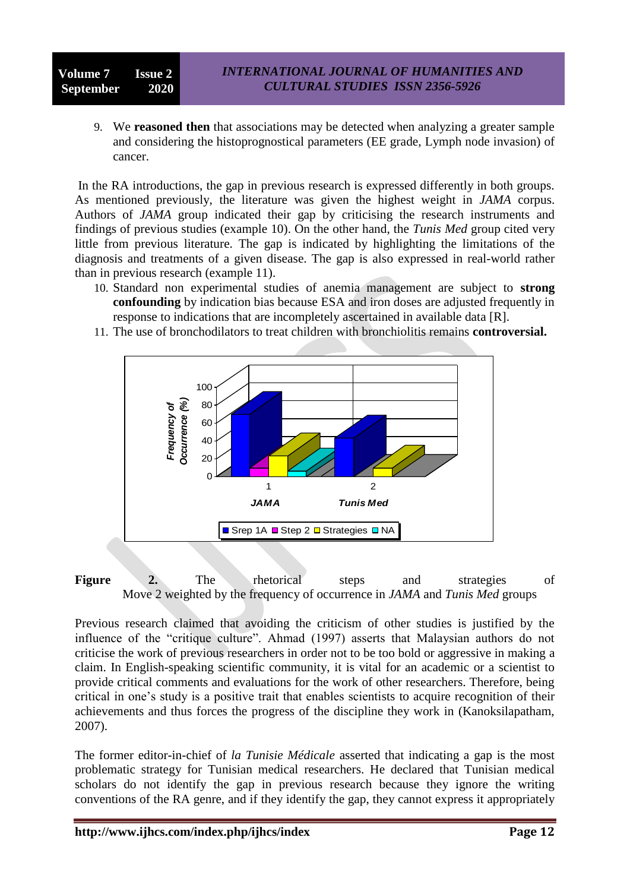9. We **reasoned then** that associations may be detected when analyzing a greater sample and considering the histoprognostical parameters (EE grade, Lymph node invasion) of cancer.

In the RA introductions, the gap in previous research is expressed differently in both groups. As mentioned previously, the literature was given the highest weight in *JAMA* corpus. Authors of *JAMA* group indicated their gap by criticising the research instruments and findings of previous studies (example 10). On the other hand, the *Tunis Med* group cited very little from previous literature. The gap is indicated by highlighting the limitations of the diagnosis and treatments of a given disease. The gap is also expressed in real-world rather than in previous research (example 11).

10. Standard non experimental studies of anemia management are subject to **strong confounding** by indication bias because ESA and iron doses are adjusted frequently in response to indications that are incompletely ascertained in available data [R].
11. The use of bronchodilators to treat children with bronchiolitis remains **controversial.**

**Figure 2.** The rhetorical steps and strategies of Move 2 weighted by the frequency of occurrence in *JAMA* and *Tunis Med* groups

Previous research claimed that avoiding the criticism of other studies is justified by the influence of the "critique culture". Ahmad (1997) asserts that Malaysian authors do not criticise the work of previous researchers in order not to be too bold or aggressive in making a claim. In English-speaking scientific community, it is vital for an academic or a scientist to provide critical comments and evaluations for the work of other researchers. Therefore, being critical in one's study is a positive trait that enables scientists to acquire recognition of their achievements and thus forces the progress of the discipline they work in (Kanoksilapatham, 2007).

The former editor-in-chief of *la Tunisie Médicale* asserted that indicating a gap is the most problematic strategy for Tunisian medical researchers. He declared that Tunisian medical scholars do not identify the gap in previous research because they ignore the writing conventions of the RA genre, and if they identify the gap, they cannot express it appropriately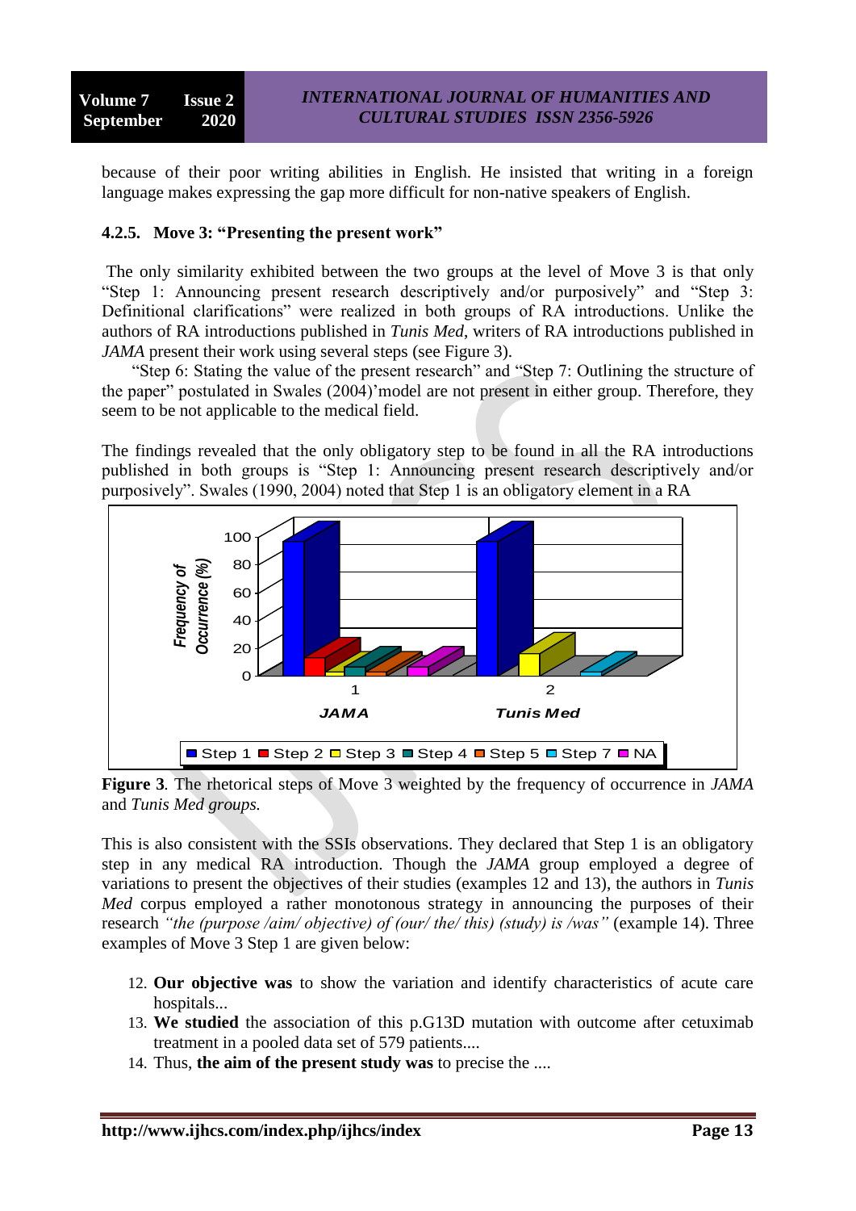because of their poor writing abilities in English. He insisted that writing in a foreign language makes expressing the gap more difficult for non-native speakers of English.

### 4.2.5. Move 3: "Presenting the present work"

The only similarity exhibited between the two groups at the level of Move 3 is that only "Step 1: Announcing present research descriptively and/or purposively" and "Step 3: Definitional clarifications" were realized in both groups of RA introductions. Unlike the authors of RA introductions published in *Tunis Med*, writers of RA introductions published in *JAMA* present their work using several steps (see Figure 3).

"Step 6: Stating the value of the present research" and "Step 7: Outlining the structure of the paper" postulated in Swales (2004)'model are not present in either group. Therefore, they seem to be not applicable to the medical field.

The findings revealed that the only obligatory step to be found in all the RA introductions published in both groups is "Step 1: Announcing present research descriptively and/or purposively". Swales (1990, 2004) noted that Step 1 is an obligatory element in a RA

**Figure 3**. The rhetorical steps of Move 3 weighted by the frequency of occurrence in *JAMA* and *Tunis Med groups.*

This is also consistent with the SSIs observations. They declared that Step 1 is an obligatory step in any medical RA introduction. Though the *JAMA* group employed a degree of variations to present the objectives of their studies (examples 12 and 13), the authors in *Tunis Med* corpus employed a rather monotonous strategy in announcing the purposes of their research *"the (purpose /aim/ objective) of (our/ the/ this) (study) is /was"* (example 14). Three examples of Move 3 Step 1 are given below:

12. **Our objective was** to show the variation and identify characteristics of acute care hospitals...
13. **We studied** the association of this p.G13D mutation with outcome after cetuximab treatment in a pooled data set of 579 patients....
14. Thus, **the aim of the present study was** to precise the ....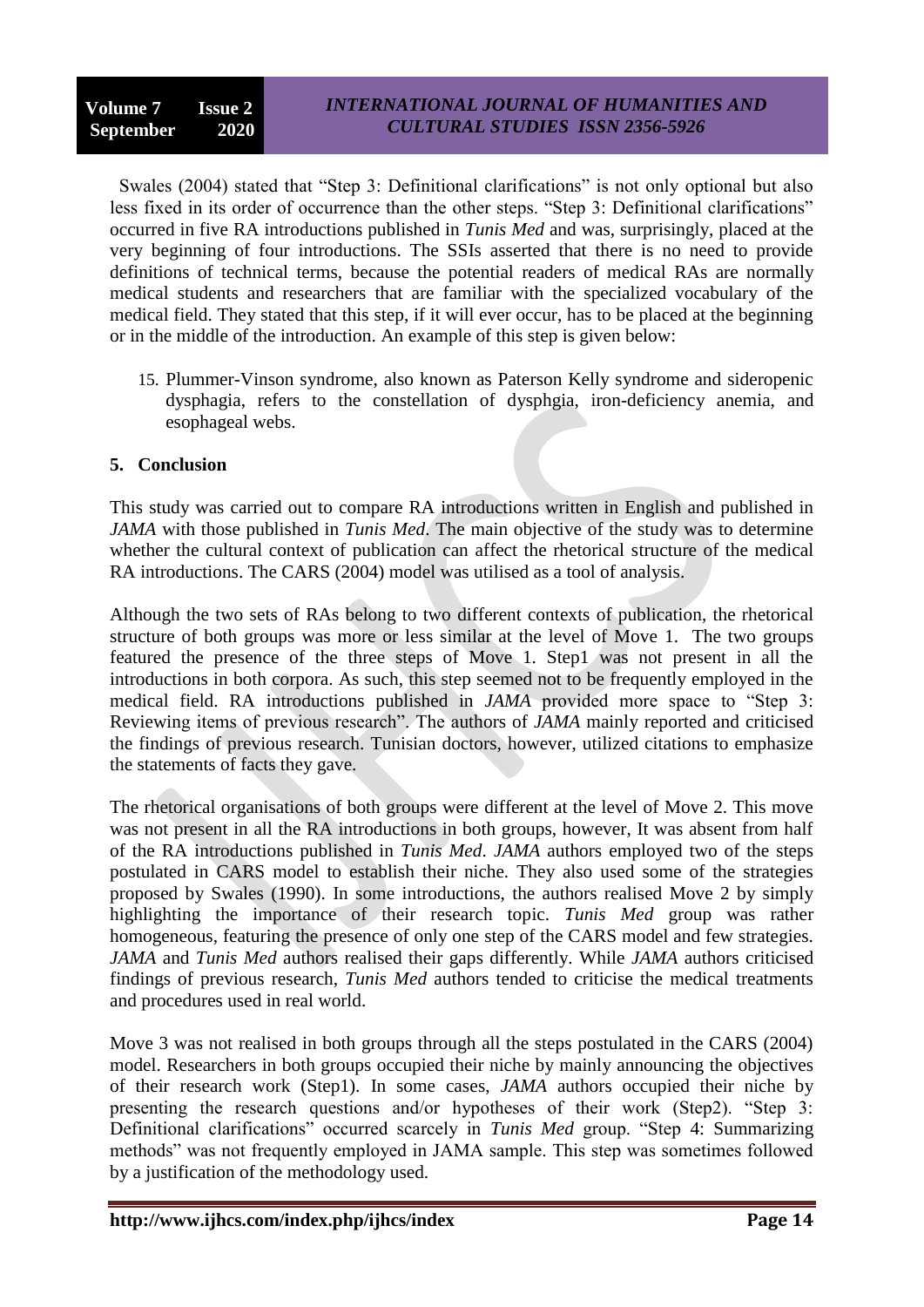Swales (2004) stated that "Step 3: Definitional clarifications" is not only optional but also less fixed in its order of occurrence than the other steps. "Step 3: Definitional clarifications" occurred in five RA introductions published in *Tunis Med* and was, surprisingly, placed at the very beginning of four introductions. The SSIs asserted that there is no need to provide definitions of technical terms, because the potential readers of medical RAs are normally medical students and researchers that are familiar with the specialized vocabulary of the medical field. They stated that this step, if it will ever occur, has to be placed at the beginning or in the middle of the introduction. An example of this step is given below:

15. Plummer-Vinson syndrome, also known as Paterson Kelly syndrome and sideropenic dysphagia, refers to the constellation of dysphgia, iron-deficiency anemia, and esophageal webs.

## 5. Conclusion

This study was carried out to compare RA introductions written in English and published in *JAMA* with those published in *Tunis Med*. The main objective of the study was to determine whether the cultural context of publication can affect the rhetorical structure of the medical RA introductions. The CARS (2004) model was utilised as a tool of analysis.

Although the two sets of RAs belong to two different contexts of publication, the rhetorical structure of both groups was more or less similar at the level of Move 1. The two groups featured the presence of the three steps of Move 1. Step1 was not present in all the introductions in both corpora. As such, this step seemed not to be frequently employed in the medical field. RA introductions published in *JAMA* provided more space to "Step 3: Reviewing items of previous research". The authors of *JAMA* mainly reported and criticised the findings of previous research. Tunisian doctors, however, utilized citations to emphasize the statements of facts they gave.

The rhetorical organisations of both groups were different at the level of Move 2. This move was not present in all the RA introductions in both groups, however, It was absent from half of the RA introductions published in *Tunis Med*. *JAMA* authors employed two of the steps postulated in CARS model to establish their niche. They also used some of the strategies proposed by Swales (1990). In some introductions, the authors realised Move 2 by simply highlighting the importance of their research topic. *Tunis Med* group was rather homogeneous, featuring the presence of only one step of the CARS model and few strategies. *JAMA* and *Tunis Med* authors realised their gaps differently. While *JAMA* authors criticised findings of previous research, *Tunis Med* authors tended to criticise the medical treatments and procedures used in real world.

Move 3 was not realised in both groups through all the steps postulated in the CARS (2004) model. Researchers in both groups occupied their niche by mainly announcing the objectives of their research work (Step1). In some cases, *JAMA* authors occupied their niche by presenting the research questions and/or hypotheses of their work (Step2). "Step 3: Definitional clarifications" occurred scarcely in *Tunis Med* group. "Step 4: Summarizing methods" was not frequently employed in JAMA sample. This step was sometimes followed by a justification of the methodology used.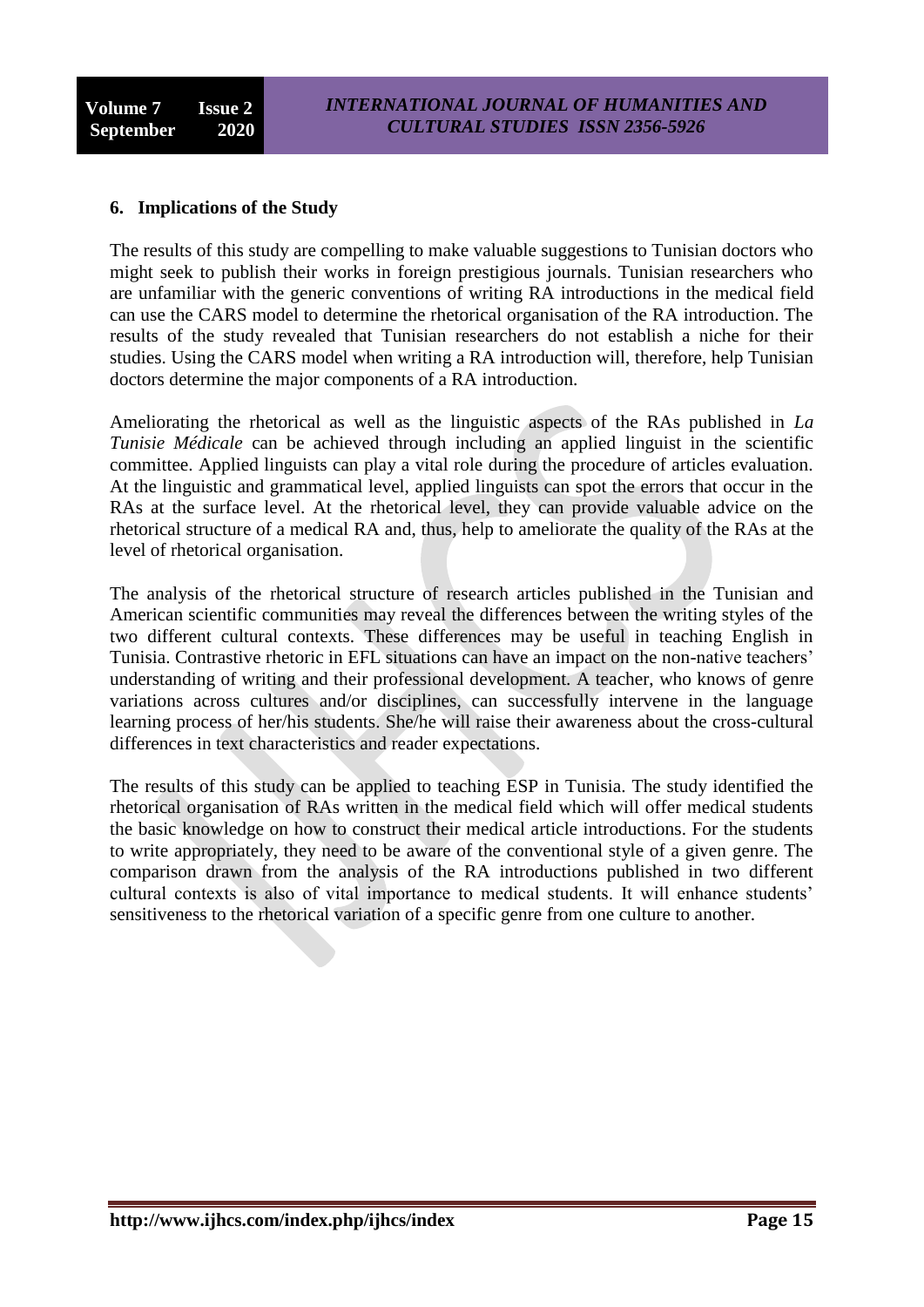## 6. Implications of the Study

The results of this study are compelling to make valuable suggestions to Tunisian doctors who might seek to publish their works in foreign prestigious journals. Tunisian researchers who are unfamiliar with the generic conventions of writing RA introductions in the medical field can use the CARS model to determine the rhetorical organisation of the RA introduction. The results of the study revealed that Tunisian researchers do not establish a niche for their studies. Using the CARS model when writing a RA introduction will, therefore, help Tunisian doctors determine the major components of a RA introduction.

Ameliorating the rhetorical as well as the linguistic aspects of the RAs published in *La Tunisie Médicale* can be achieved through including an applied linguist in the scientific committee. Applied linguists can play a vital role during the procedure of articles evaluation. At the linguistic and grammatical level, applied linguists can spot the errors that occur in the RAs at the surface level. At the rhetorical level, they can provide valuable advice on the rhetorical structure of a medical RA and, thus, help to ameliorate the quality of the RAs at the level of rhetorical organisation.

The analysis of the rhetorical structure of research articles published in the Tunisian and American scientific communities may reveal the differences between the writing styles of the two different cultural contexts. These differences may be useful in teaching English in Tunisia. Contrastive rhetoric in EFL situations can have an impact on the non-native teachers' understanding of writing and their professional development. A teacher, who knows of genre variations across cultures and/or disciplines, can successfully intervene in the language learning process of her/his students. She/he will raise their awareness about the cross-cultural differences in text characteristics and reader expectations.

The results of this study can be applied to teaching ESP in Tunisia. The study identified the rhetorical organisation of RAs written in the medical field which will offer medical students the basic knowledge on how to construct their medical article introductions. For the students to write appropriately, they need to be aware of the conventional style of a given genre. The comparison drawn from the analysis of the RA introductions published in two different cultural contexts is also of vital importance to medical students. It will enhance students' sensitiveness to the rhetorical variation of a specific genre from one culture to another.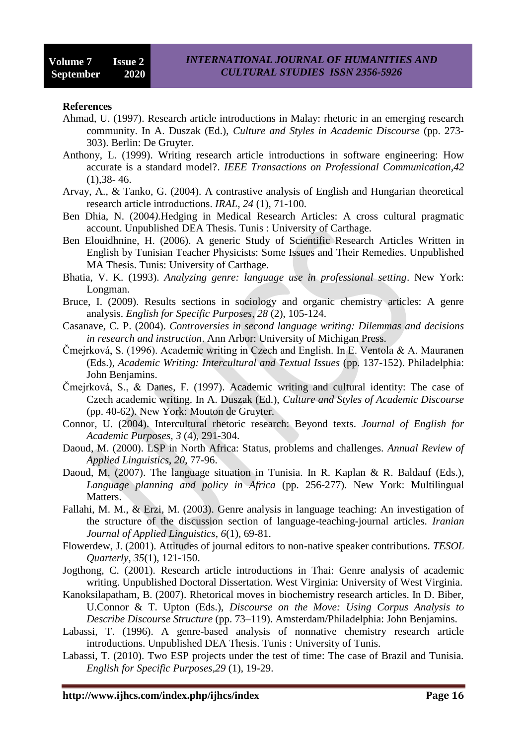**References**

Ahmad, U. (1997). Research article introductions in Malay: rhetoric in an emerging research community. In A. Duszak (Ed.), *Culture and Styles in Academic Discourse* (pp. 273-303). Berlin: De Gruyter.

Anthony, L. (1999). Writing research article introductions in software engineering: How accurate is a standard model?. *IEEE Transactions on Professional Communication,42* (1),38- 46.

Arvay, A., & Tanko, G. (2004). A contrastive analysis of English and Hungarian theoretical research article introductions. *IRAL, 24* (1), 71-100.

Ben Dhia, N. (2004*)*.Hedging in Medical Research Articles: A cross cultural pragmatic account. Unpublished DEA Thesis. Tunis : University of Carthage.

Ben Elouidhnine, H. (2006). A generic Study of Scientific Research Articles Written in English by Tunisian Teacher Physicists: Some Issues and Their Remedies. Unpublished MA Thesis. Tunis: University of Carthage.

Bhatia, V. K. (1993). *Analyzing genre: language use in professional setting*. New York: Longman.

Bruce, I. (2009). Results sections in sociology and organic chemistry articles: A genre analysis. *English for Specific Purposes, 28* (2), 105-124.

Casanave, C. P. (2004). *Controversies in second language writing: Dilemmas and decisions in research and instruction*. Ann Arbor: University of Michigan Press.

Čmejrková, S. (1996). Academic writing in Czech and English. In E. Ventola & A. Mauranen (Eds.), *Academic Writing: Intercultural and Textual Issues* (pp. 137-152). Philadelphia: John Benjamins.

Čmejrková, S., & Danes, F. (1997). Academic writing and cultural identity: The case of Czech academic writing. In A. Duszak (Ed.), *Culture and Styles of Academic Discourse* (pp. 40-62). New York: Mouton de Gruyter.

Connor, U. (2004). Intercultural rhetoric research: Beyond texts. *Journal of English for Academic Purposes, 3* (4), 291-304.

Daoud, M. (2000). LSP in North Africa: Status, problems and challenges. *Annual Review of Applied Linguistics, 20*, 77-96.

Daoud, M. (2007). The language situation in Tunisia. In R. Kaplan & R. Baldauf (Eds.), *Language planning and policy in Africa* (pp. 256-277). New York: Multilingual Matters.

Fallahi, M. M., & Erzi, M. (2003). Genre analysis in language teaching: An investigation of the structure of the discussion section of language-teaching-journal articles. *Iranian Journal of Applied Linguistics*, *6*(1), 69-81.

Flowerdew, J. (2001). Attitudes of journal editors to non-native speaker contributions. *TESOL Quarterly*, *35*(1), 121-150.

Jogthong, C. (2001). Research article introductions in Thai: Genre analysis of academic writing. Unpublished Doctoral Dissertation. West Virginia: University of West Virginia.

Kanoksilapatham, B. (2007). Rhetorical moves in biochemistry research articles. In D. Biber, U.Connor & T. Upton (Eds.), *Discourse on the Move: Using Corpus Analysis to Describe Discourse Structure* (pp. 73–119). Amsterdam/Philadelphia: John Benjamins.

Labassi, T. (1996). A genre-based analysis of nonnative chemistry research article introductions. Unpublished DEA Thesis. Tunis : University of Tunis.

Labassi, T. (2010). Two ESP projects under the test of time: The case of Brazil and Tunisia. *English for Specific Purposes,29* (1), 19-29.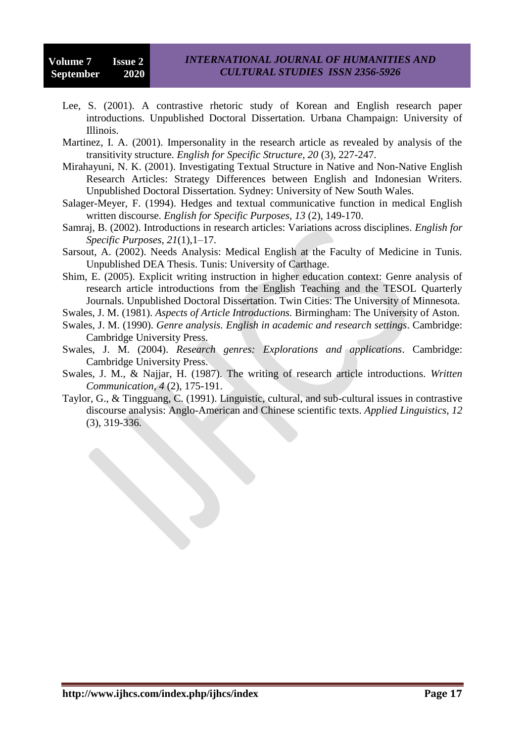Lee, S. (2001). A contrastive rhetoric study of Korean and English research paper introductions. Unpublished Doctoral Dissertation. Urbana Champaign: University of Illinois.

Martinez, I. A. (2001). Impersonality in the research article as revealed by analysis of the transitivity structure. *English for Specific Structure*, *20* (3), 227-247.

Mirahayuni, N. K. (2001). Investigating Textual Structure in Native and Non-Native English Research Articles: Strategy Differences between English and Indonesian Writers. Unpublished Doctoral Dissertation. Sydney: University of New South Wales.

Salager-Meyer, F. (1994). Hedges and textual communicative function in medical English written discourse. *English for Specific Purposes*, *13* (2), 149-170.

Samraj, B. (2002). Introductions in research articles: Variations across disciplines. *English for Specific Purposes*, *21*(1),1–17.

Sarsout, A. (2002). Needs Analysis: Medical English at the Faculty of Medicine in Tunis. Unpublished DEA Thesis. Tunis: University of Carthage.

Shim, E. (2005). Explicit writing instruction in higher education context: Genre analysis of research article introductions from the English Teaching and the TESOL Quarterly Journals. Unpublished Doctoral Dissertation. Twin Cities: The University of Minnesota.

Swales, J. M. (1981). *Aspects of Article Introductions.* Birmingham: The University of Aston.

Swales, J. M. (1990). *Genre analysis. English in academic and research settings*. Cambridge: Cambridge University Press.

Swales, J. M. (2004). *Research genres: Explorations and applications*. Cambridge: Cambridge University Press.

Swales, J. M., & Najjar, H. (1987). The writing of research article introductions. *Written Communication*, *4* (2), 175-191.

Taylor, G., & Tingguang, C. (1991). Linguistic, cultural, and sub-cultural issues in contrastive discourse analysis: Anglo-American and Chinese scientific texts. *Applied Linguistics*, *12* (3), 319-336.